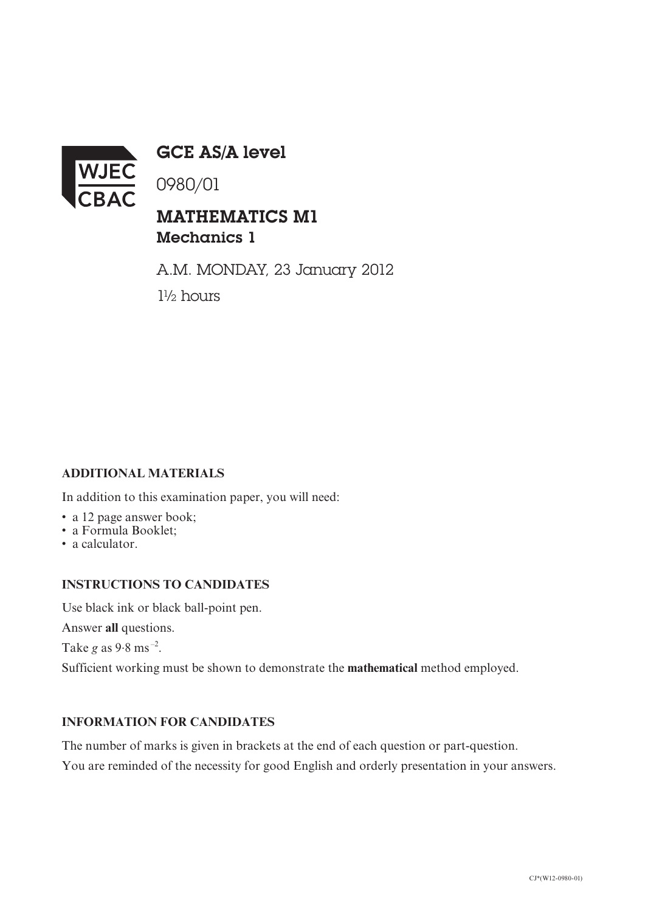WJEC CBAC

# GCE AS/A level

0980/01

## MATHEMATICS M1
### Mechanics 1

A.M. MONDAY, 23 January 2012

1½ hours

**ADDITIONAL MATERIALS**

In addition to this examination paper, you will need:

- a 12 page answer book;
- a Formula Booklet;
- a calculator.

**INSTRUCTIONS TO CANDIDATES**

Use black ink or black ball-point pen.

Answer **all** questions.

Take $g$ as $9{\cdot}8\ \text{ms}^{-2}$.

Sufficient working must be shown to demonstrate the **mathematical** method employed.

**INFORMATION FOR CANDIDATES**

The number of marks is given in brackets at the end of each question or part-question.

You are reminded of the necessity for good English and orderly presentation in your answers.

CJ*(W12-0980-01)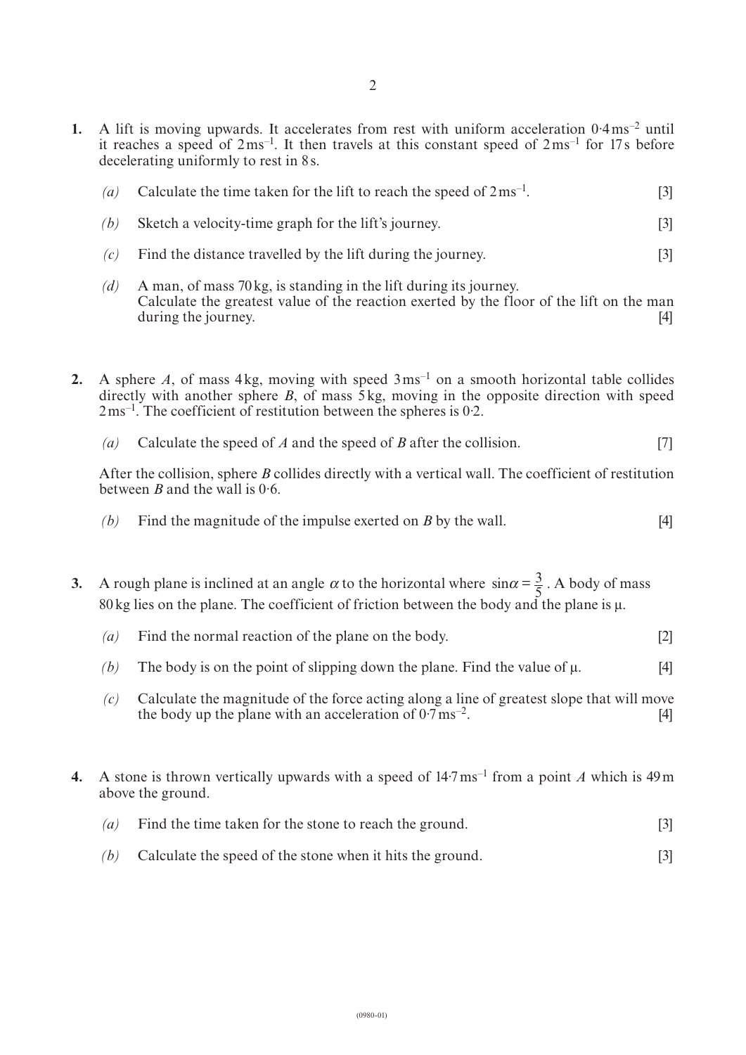**1.** A lift is moving upwards. It accelerates from rest with uniform acceleration $0{\cdot}4\,\text{ms}^{-2}$ until it reaches a speed of $2\,\text{ms}^{-1}$. It then travels at this constant speed of $2\,\text{ms}^{-1}$ for 17 s before decelerating uniformly to rest in 8 s.

*(a)* Calculate the time taken for the lift to reach the speed of $2\,\text{ms}^{-1}$. [3]

*(b)* Sketch a velocity-time graph for the lift's journey. [3]

*(c)* Find the distance travelled by the lift during the journey. [3]

*(d)* A man, of mass 70 kg, is standing in the lift during its journey.
Calculate the greatest value of the reaction exerted by the floor of the lift on the man during the journey. [4]

**2.** A sphere *A*, of mass 4 kg, moving with speed $3\,\text{ms}^{-1}$ on a smooth horizontal table collides directly with another sphere *B*, of mass 5 kg, moving in the opposite direction with speed $2\,\text{ms}^{-1}$. The coefficient of restitution between the spheres is $0{\cdot}2$.

*(a)* Calculate the speed of *A* and the speed of *B* after the collision. [7]

After the collision, sphere *B* collides directly with a vertical wall. The coefficient of restitution between *B* and the wall is $0{\cdot}6$.

*(b)* Find the magnitude of the impulse exerted on *B* by the wall. [4]

**3.** A rough plane is inclined at an angle $\alpha$ to the horizontal where $\sin\alpha = \frac{3}{5}$. A body of mass 80 kg lies on the plane. The coefficient of friction between the body and the plane is $\mu$.

*(a)* Find the normal reaction of the plane on the body. [2]

*(b)* The body is on the point of slipping down the plane. Find the value of $\mu$. [4]

*(c)* Calculate the magnitude of the force acting along a line of greatest slope that will move the body up the plane with an acceleration of $0{\cdot}7\,\text{ms}^{-2}$. [4]

**4.** A stone is thrown vertically upwards with a speed of $14{\cdot}7\,\text{ms}^{-1}$ from a point *A* which is 49 m above the ground.

*(a)* Find the time taken for the stone to reach the ground. [3]

*(b)* Calculate the speed of the stone when it hits the ground. [3]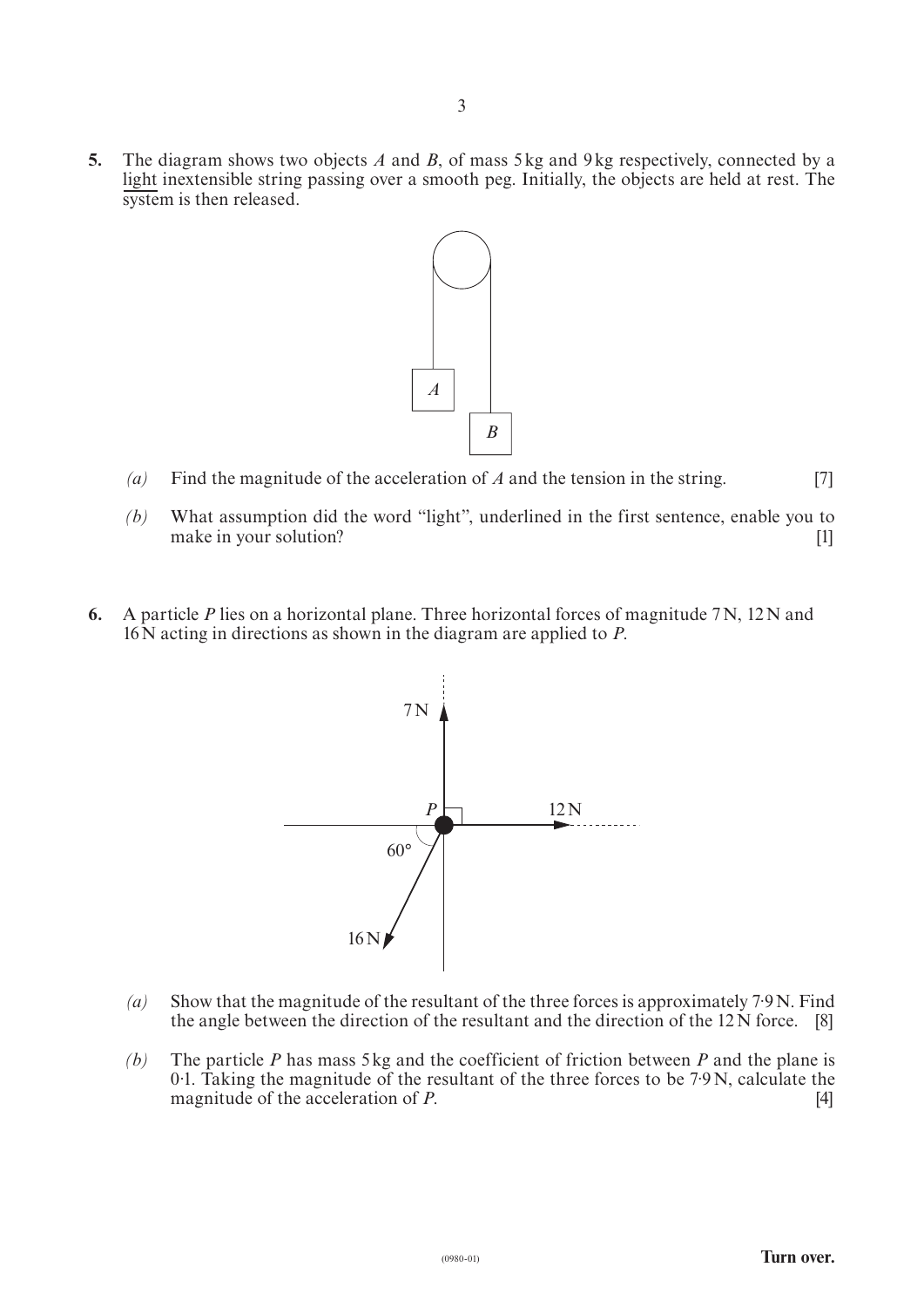**5.** The diagram shows two objects $A$ and $B$, of mass 5 kg and 9 kg respectively, connected by a <u>light</u> inextensible string passing over a smooth peg. Initially, the objects are held at rest. The system is then released.

*(a)* Find the magnitude of the acceleration of $A$ and the tension in the string. [7]

*(b)* What assumption did the word "light", underlined in the first sentence, enable you to make in your solution? [1]

**6.** A particle $P$ lies on a horizontal plane. Three horizontal forces of magnitude 7 N, 12 N and 16 N acting in directions as shown in the diagram are applied to $P$.

*(a)* Show that the magnitude of the resultant of the three forces is approximately 7·9 N. Find the angle between the direction of the resultant and the direction of the 12 N force. [8]

*(b)* The particle $P$ has mass 5 kg and the coefficient of friction between $P$ and the plane is 0·1. Taking the magnitude of the resultant of the three forces to be 7·9 N, calculate the magnitude of the acceleration of $P$. [4]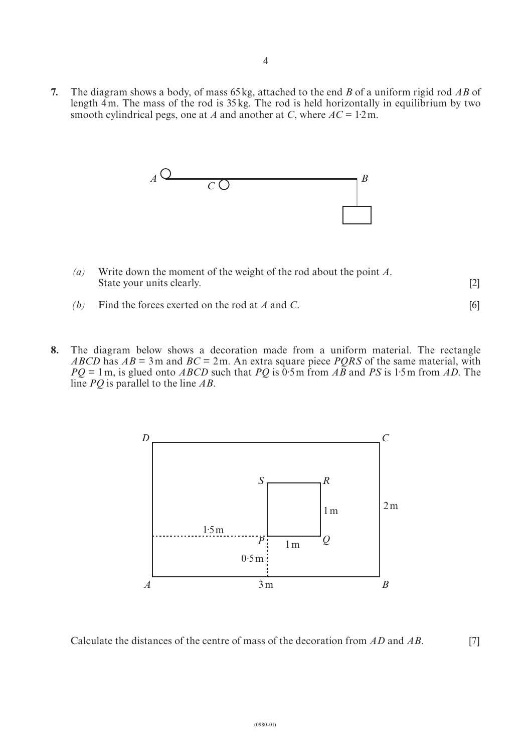**7.** The diagram shows a body, of mass 65 kg, attached to the end $B$ of a uniform rigid rod $AB$ of length 4 m. The mass of the rod is 35 kg. The rod is held horizontally in equilibrium by two smooth cylindrical pegs, one at $A$ and another at $C$, where $AC = 1{\cdot}2$ m.

A
C
B

*(a)* Write down the moment of the weight of the rod about the point $A$. State your units clearly. [2]

*(b)* Find the forces exerted on the rod at $A$ and $C$. [6]

**8.** The diagram below shows a decoration made from a uniform material. The rectangle $ABCD$ has $AB = 3$ m and $BC = 2$ m. An extra square piece $PQRS$ of the same material, with $PQ = 1$ m, is glued onto $ABCD$ such that $PQ$ is $0{\cdot}5$ m from $AB$ and $PS$ is $1{\cdot}5$ m from $AD$. The line $PQ$ is parallel to the line $AB$.

D
C
S
R
1 m
2 m
1·5 m
P
1 m
Q
0·5 m
A
3 m
B

Calculate the distances of the centre of mass of the decoration from $AD$ and $AB$. [7]